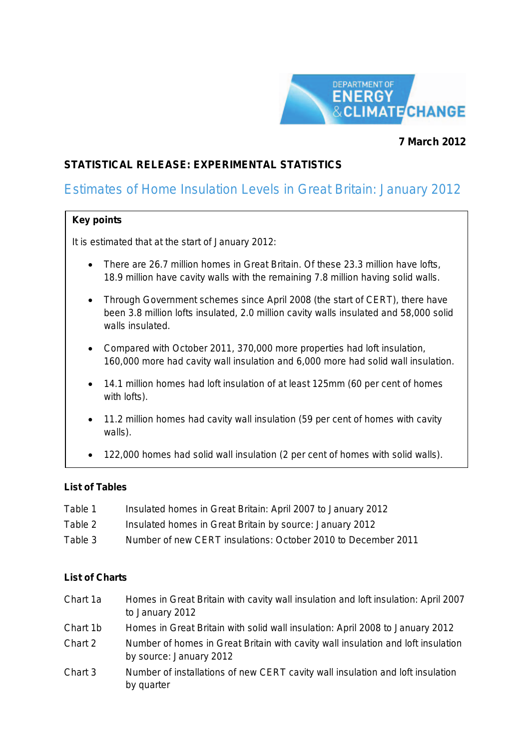DEPARTMENT OF ENERGY & CLIMATE CHANGE

**7 March 2012**

**STATISTICAL RELEASE: EXPERIMENTAL STATISTICS**

# Estimates of Home Insulation Levels in Great Britain: January 2012

**Key points**

It is estimated that at the start of January 2012:

- There are 26.7 million homes in Great Britain. Of these 23.3 million have lofts, 18.9 million have cavity walls with the remaining 7.8 million having solid walls.
- Through Government schemes since April 2008 (the start of CERT), there have been 3.8 million lofts insulated, 2.0 million cavity walls insulated and 58,000 solid walls insulated.
- Compared with October 2011, 370,000 more properties had loft insulation, 160,000 more had cavity wall insulation and 6,000 more had solid wall insulation.
- 14.1 million homes had loft insulation of at least 125mm (60 per cent of homes with lofts).
- 11.2 million homes had cavity wall insulation (59 per cent of homes with cavity walls).
- 122,000 homes had solid wall insulation (2 per cent of homes with solid walls).

**List of Tables**

| | |
|---|---|
| Table 1 | Insulated homes in Great Britain: April 2007 to January 2012 |
| Table 2 | Insulated homes in Great Britain by source: January 2012 |
| Table 3 | Number of new CERT insulations: October 2010 to December 2011 |

**List of Charts**

| | |
|---|---|
| Chart 1a | Homes in Great Britain with cavity wall insulation and loft insulation: April 2007 to January 2012 |
| Chart 1b | Homes in Great Britain with solid wall insulation: April 2008 to January 2012 |
| Chart 2 | Number of homes in Great Britain with cavity wall insulation and loft insulation by source: January 2012 |
| Chart 3 | Number of installations of new CERT cavity wall insulation and loft insulation by quarter |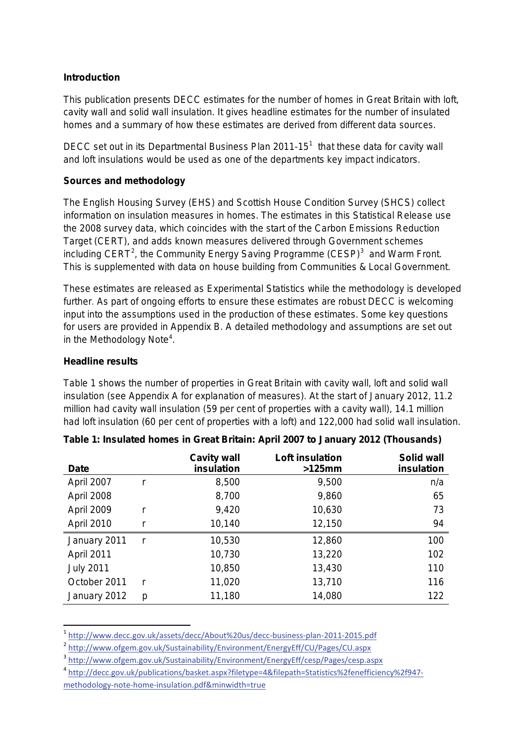**Introduction**

This publication presents DECC estimates for the number of homes in Great Britain with loft, cavity wall and solid wall insulation. It gives headline estimates for the number of insulated homes and a summary of how these estimates are derived from different data sources.

DECC set out in its Departmental Business Plan 2011-15[1] that these data for cavity wall and loft insulations would be used as one of the departments key impact indicators.

**Sources and methodology**

The English Housing Survey (EHS) and Scottish House Condition Survey (SHCS) collect information on insulation measures in homes. The estimates in this Statistical Release use the 2008 survey data, which coincides with the start of the Carbon Emissions Reduction Target (CERT), and adds known measures delivered through Government schemes including CERT[2], the Community Energy Saving Programme (CESP)[3] and Warm Front. This is supplemented with data on house building from Communities & Local Government.

These estimates are released as Experimental Statistics while the methodology is developed further. As part of ongoing efforts to ensure these estimates are robust DECC is welcoming input into the assumptions used in the production of these estimates. Some key questions for users are provided in Appendix B. A detailed methodology and assumptions are set out in the Methodology Note[4].

**Headline results**

Table 1 shows the number of properties in Great Britain with cavity wall, loft and solid wall insulation (see Appendix A for explanation of measures). At the start of January 2012, 11.2 million had cavity wall insulation (59 per cent of properties with a cavity wall), 14.1 million had loft insulation (60 per cent of properties with a loft) and 122,000 had solid wall insulation.

**Table 1: Insulated homes in Great Britain: April 2007 to January 2012 (Thousands)**

| Date | | Cavity wall insulation | Loft insulation >125mm | Solid wall insulation |
|---|---|---|---|---|
| April 2007 | r | 8,500 | 9,500 | n/a |
| April 2008 | | 8,700 | 9,860 | 65 |
| April 2009 | r | 9,420 | 10,630 | 73 |
| April 2010 | r | 10,140 | 12,150 | 94 |
| January 2011 | r | 10,530 | 12,860 | 100 |
| April 2011 | | 10,730 | 13,220 | 102 |
| July 2011 | | 10,850 | 13,430 | 110 |
| October 2011 | r | 11,020 | 13,710 | 116 |
| January 2012 | p | 11,180 | 14,080 | 122 |

[1] http://www.decc.gov.uk/assets/decc/About%20us/decc-business-plan-2011-2015.pdf

[2] http://www.ofgem.gov.uk/Sustainability/Environment/EnergyEff/CU/Pages/CU.aspx

[3] http://www.ofgem.gov.uk/Sustainability/Environment/EnergyEff/cesp/Pages/cesp.aspx

[4] http://decc.gov.uk/publications/basket.aspx?filetype=4&filepath=Statistics%2fenefficiency%2f947-methodology-note-home-insulation.pdf&minwidth=true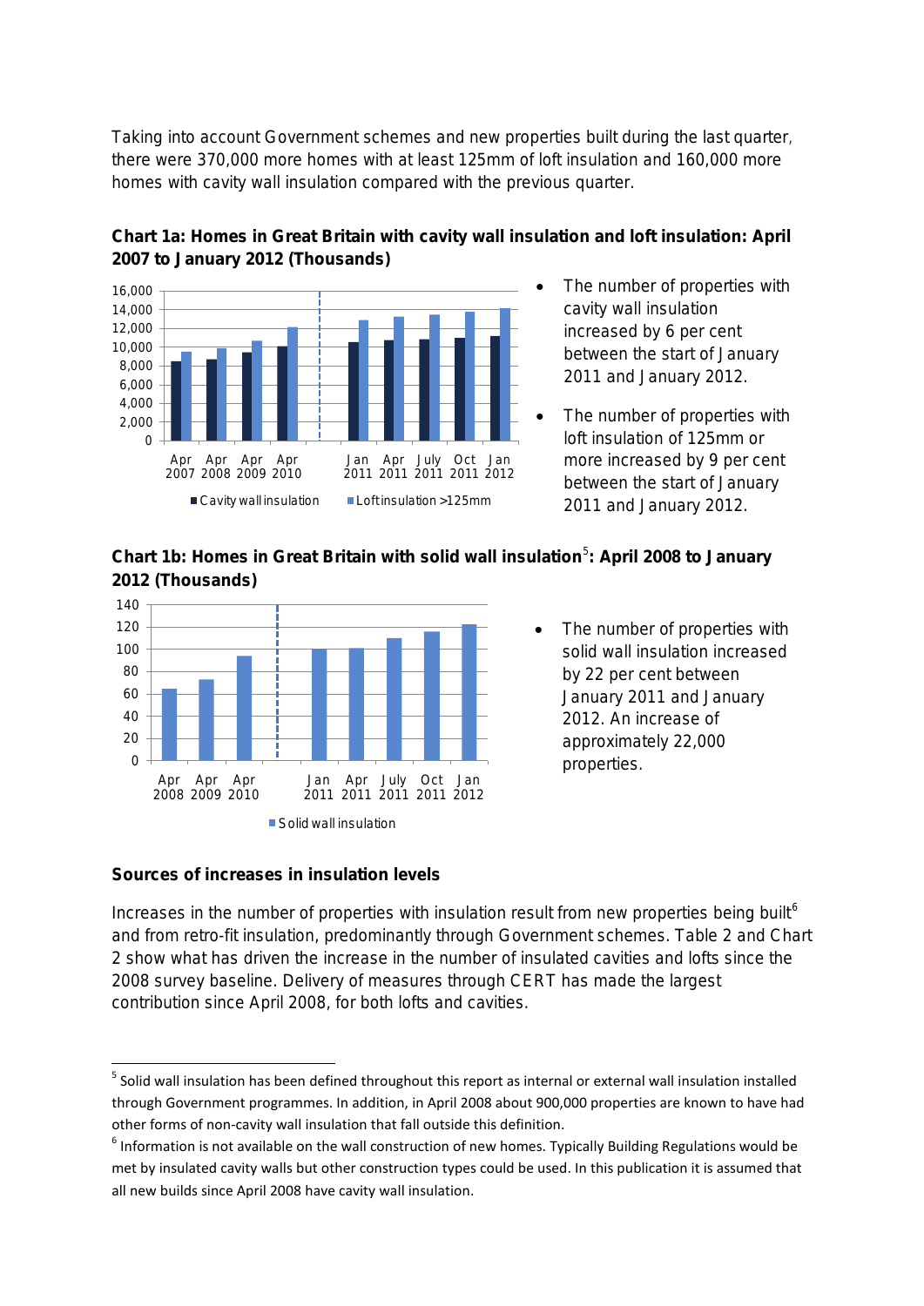Taking into account Government schemes and new properties built during the last quarter, there were 370,000 more homes with at least 125mm of loft insulation and 160,000 more homes with cavity wall insulation compared with the previous quarter.

**Chart 1a: Homes in Great Britain with cavity wall insulation and loft insulation: April 2007 to January 2012 (Thousands)**

- The number of properties with cavity wall insulation increased by 6 per cent between the start of January 2011 and January 2012.
- The number of properties with loft insulation of 125mm or more increased by 9 per cent between the start of January 2011 and January 2012.

**Chart 1b: Homes in Great Britain with solid wall insulation[5]: April 2008 to January 2012 (Thousands)**

- The number of properties with solid wall insulation increased by 22 per cent between January 2011 and January 2012. An increase of approximately 22,000 properties.

### Sources of increases in insulation levels

Increases in the number of properties with insulation result from new properties being built[6] and from retro-fit insulation, predominantly through Government schemes. Table 2 and Chart 2 show what has driven the increase in the number of insulated cavities and lofts since the 2008 survey baseline. Delivery of measures through CERT has made the largest contribution since April 2008, for both lofts and cavities.

---

[5] Solid wall insulation has been defined throughout this report as internal or external wall insulation installed through Government programmes. In addition, in April 2008 about 900,000 properties are known to have had other forms of non-cavity wall insulation that fall outside this definition.

[6] Information is not available on the wall construction of new homes. Typically Building Regulations would be met by insulated cavity walls but other construction types could be used. In this publication it is assumed that all new builds since April 2008 have cavity wall insulation.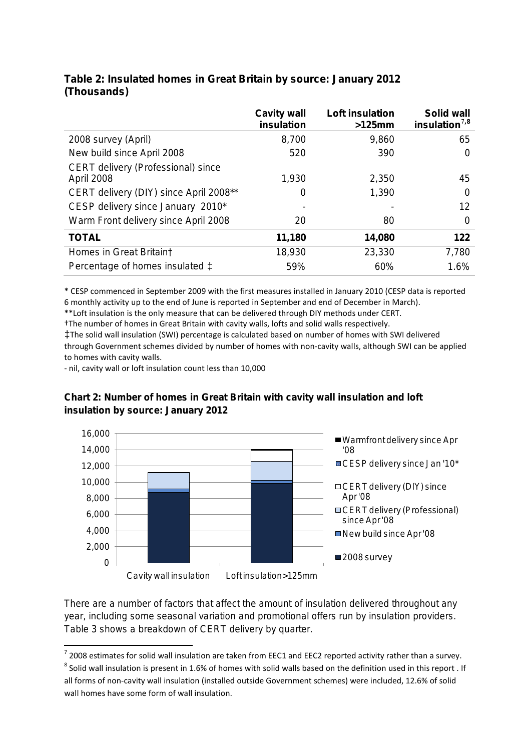**Table 2: Insulated homes in Great Britain by source: January 2012 (Thousands)**

| | Cavity wall insulation | Loft insulation >125mm | Solid wall insulation[7,8] |
|---|---|---|---|
| 2008 survey (April) | 8,700 | 9,860 | 65 |
| New build since April 2008 | 520 | 390 | 0 |
| CERT delivery (Professional) since April 2008 | 1,930 | 2,350 | 45 |
| CERT delivery (DIY) since April 2008** | 0 | 1,390 | 0 |
| CESP delivery since January 2010* | - | - | 12 |
| Warm Front delivery since April 2008 | 20 | 80 | 0 |
| **TOTAL** | **11,180** | **14,080** | **122** |
| Homes in Great Britain† | 18,930 | 23,330 | 7,780 |
| Percentage of homes insulated ‡ | 59% | 60% | 1.6% |

* CESP commenced in September 2009 with the first measures installed in January 2010 (CESP data is reported 6 monthly activity up to the end of June is reported in September and end of December in March).

**Loft insulation is the only measure that can be delivered through DIY methods under CERT.

†The number of homes in Great Britain with cavity walls, lofts and solid walls respectively.

‡The solid wall insulation (SWI) percentage is calculated based on number of homes with SWI delivered through Government schemes divided by number of homes with non-cavity walls, although SWI can be applied to homes with cavity walls.

- nil, cavity wall or loft insulation count less than 10,000

**Chart 2: Number of homes in Great Britain with cavity wall insulation and loft insulation by source: January 2012**

There are a number of factors that affect the amount of insulation delivered throughout any year, including some seasonal variation and promotional offers run by insulation providers. Table 3 shows a breakdown of CERT delivery by quarter.

[7] 2008 estimates for solid wall insulation are taken from EEC1 and EEC2 reported activity rather than a survey.

[8] Solid wall insulation is present in 1.6% of homes with solid walls based on the definition used in this report . If all forms of non-cavity wall insulation (installed outside Government schemes) were included, 12.6% of solid wall homes have some form of wall insulation.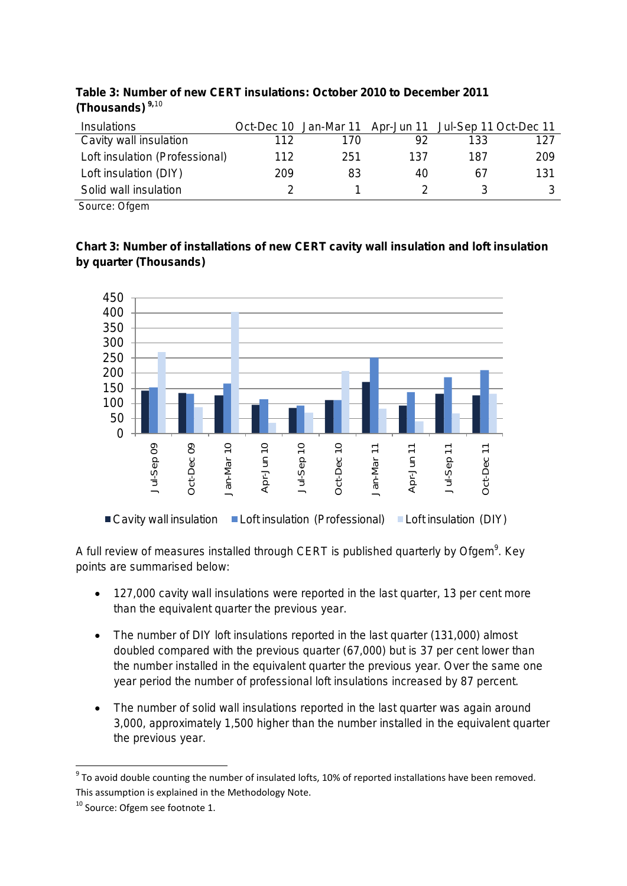**Table 3: Number of new CERT insulations: October 2010 to December 2011 (Thousands)** [9,10]

| Insulations | Oct-Dec 10 | Jan-Mar 11 | Apr-Jun 11 | Jul-Sep 11 | Oct-Dec 11 |
|---|---|---|---|---|---|
| Cavity wall insulation | 112 | 170 | 92 | 133 | 127 |
| Loft insulation (Professional) | 112 | 251 | 137 | 187 | 209 |
| Loft insulation (DIY) | 209 | 83 | 40 | 67 | 131 |
| Solid wall insulation | 2 | 1 | 2 | 3 | 3 |

Source: Ofgem

**Chart 3: Number of installations of new CERT cavity wall insulation and loft insulation by quarter (Thousands)**

A full review of measures installed through CERT is published quarterly by Ofgem[9]. Key points are summarised below:

- 127,000 cavity wall insulations were reported in the last quarter, 13 per cent more than the equivalent quarter the previous year.
- The number of DIY loft insulations reported in the last quarter (131,000) almost doubled compared with the previous quarter (67,000) but is 37 per cent lower than the number installed in the equivalent quarter the previous year. Over the same one year period the number of professional loft insulations increased by 87 percent.
- The number of solid wall insulations reported in the last quarter was again around 3,000, approximately 1,500 higher than the number installed in the equivalent quarter the previous year.

---

[9] To avoid double counting the number of insulated lofts, 10% of reported installations have been removed. This assumption is explained in the Methodology Note.

[10] Source: Ofgem see footnote 1.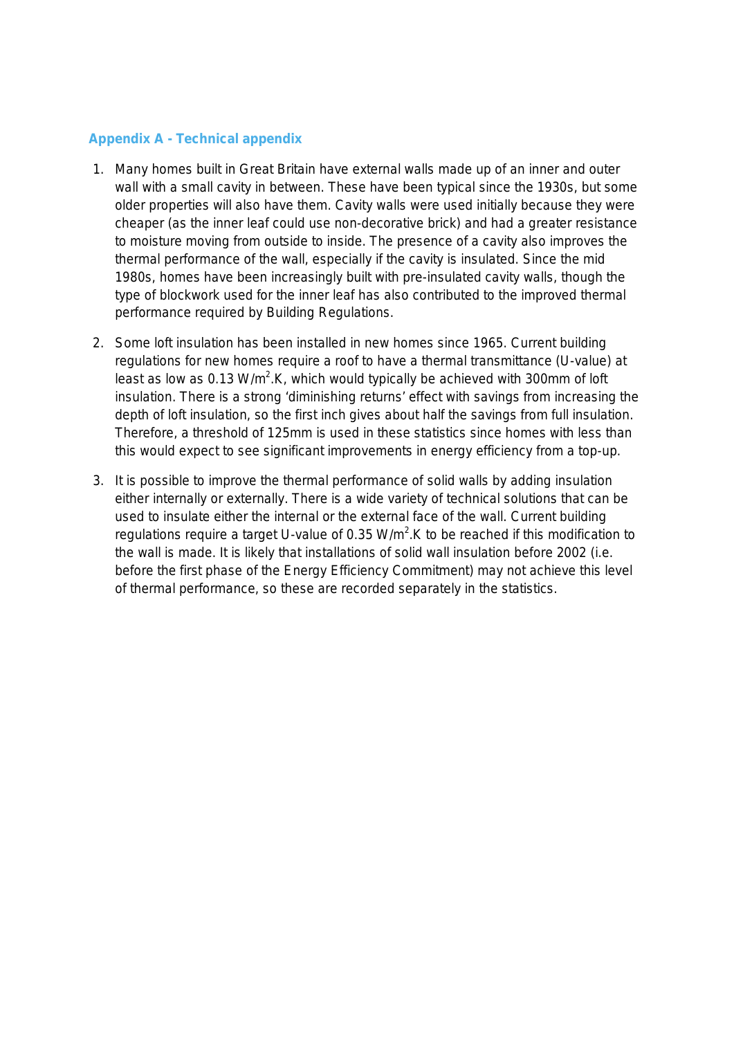## Appendix A - Technical appendix

1. Many homes built in Great Britain have external walls made up of an inner and outer wall with a small cavity in between. These have been typical since the 1930s, but some older properties will also have them. Cavity walls were used initially because they were cheaper (as the inner leaf could use non-decorative brick) and had a greater resistance to moisture moving from outside to inside. The presence of a cavity also improves the thermal performance of the wall, especially if the cavity is insulated. Since the mid 1980s, homes have been increasingly built with pre-insulated cavity walls, though the type of blockwork used for the inner leaf has also contributed to the improved thermal performance required by Building Regulations.

2. Some loft insulation has been installed in new homes since 1965. Current building regulations for new homes require a roof to have a thermal transmittance (U-value) at least as low as 0.13 W/m$^2$.K, which would typically be achieved with 300mm of loft insulation. There is a strong 'diminishing returns' effect with savings from increasing the depth of loft insulation, so the first inch gives about half the savings from full insulation. Therefore, a threshold of 125mm is used in these statistics since homes with less than this would expect to see significant improvements in energy efficiency from a top-up.

3. It is possible to improve the thermal performance of solid walls by adding insulation either internally or externally. There is a wide variety of technical solutions that can be used to insulate either the internal or the external face of the wall. Current building regulations require a target U-value of 0.35 W/m$^2$.K to be reached if this modification to the wall is made. It is likely that installations of solid wall insulation before 2002 (i.e. before the first phase of the Energy Efficiency Commitment) may not achieve this level of thermal performance, so these are recorded separately in the statistics.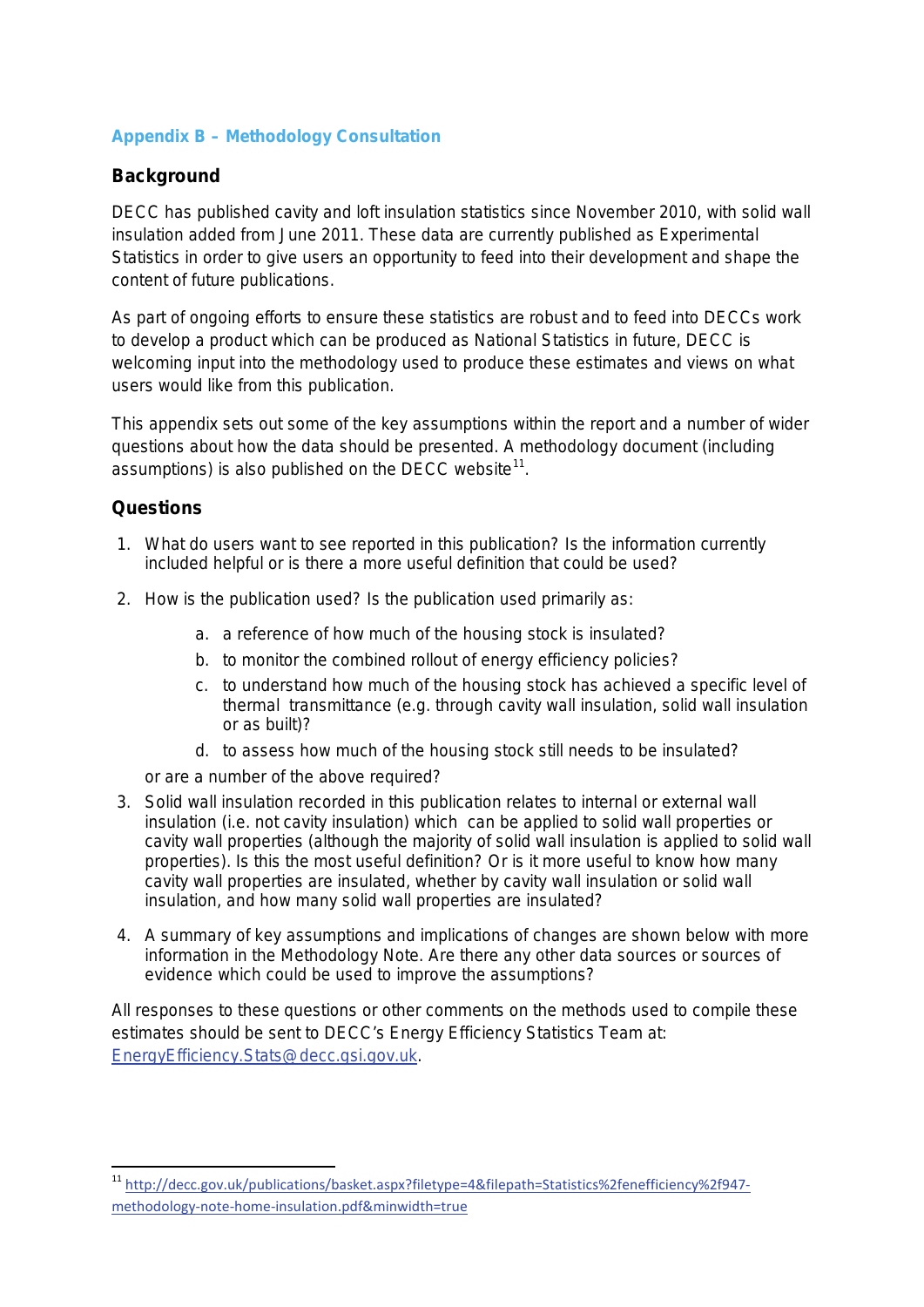## Appendix B – Methodology Consultation

### Background

DECC has published cavity and loft insulation statistics since November 2010, with solid wall insulation added from June 2011. These data are currently published as Experimental Statistics in order to give users an opportunity to feed into their development and shape the content of future publications.

As part of ongoing efforts to ensure these statistics are robust and to feed into DECCs work to develop a product which can be produced as National Statistics in future, DECC is welcoming input into the methodology used to produce these estimates and views on what users would like from this publication.

This appendix sets out some of the key assumptions within the report and a number of wider questions about how the data should be presented. A methodology document (including assumptions) is also published on the DECC website[11].

### Questions

1. What do users want to see reported in this publication? Is the information currently included helpful or is there a more useful definition that could be used?
2. How is the publication used? Is the publication used primarily as:
   a. a reference of how much of the housing stock is insulated?
   b. to monitor the combined rollout of energy efficiency policies?
   c. to understand how much of the housing stock has achieved a specific level of thermal transmittance (e.g. through cavity wall insulation, solid wall insulation or as built)?
   d. to assess how much of the housing stock still needs to be insulated?

   or are a number of the above required?
3. Solid wall insulation recorded in this publication relates to internal or external wall insulation (i.e. not cavity insulation) which can be applied to solid wall properties or cavity wall properties (although the majority of solid wall insulation is applied to solid wall properties). Is this the most useful definition? Or is it more useful to know how many cavity wall properties are insulated, whether by cavity wall insulation or solid wall insulation, and how many solid wall properties are insulated?
4. A summary of key assumptions and implications of changes are shown below with more information in the Methodology Note. Are there any other data sources or sources of evidence which could be used to improve the assumptions?

All responses to these questions or other comments on the methods used to compile these estimates should be sent to DECC's Energy Efficiency Statistics Team at: EnergyEfficiency.Stats@decc.gsi.gov.uk.

[11] http://decc.gov.uk/publications/basket.aspx?filetype=4&filepath=Statistics%2fenefficiency%2f947-methodology-note-home-insulation.pdf&minwidth=true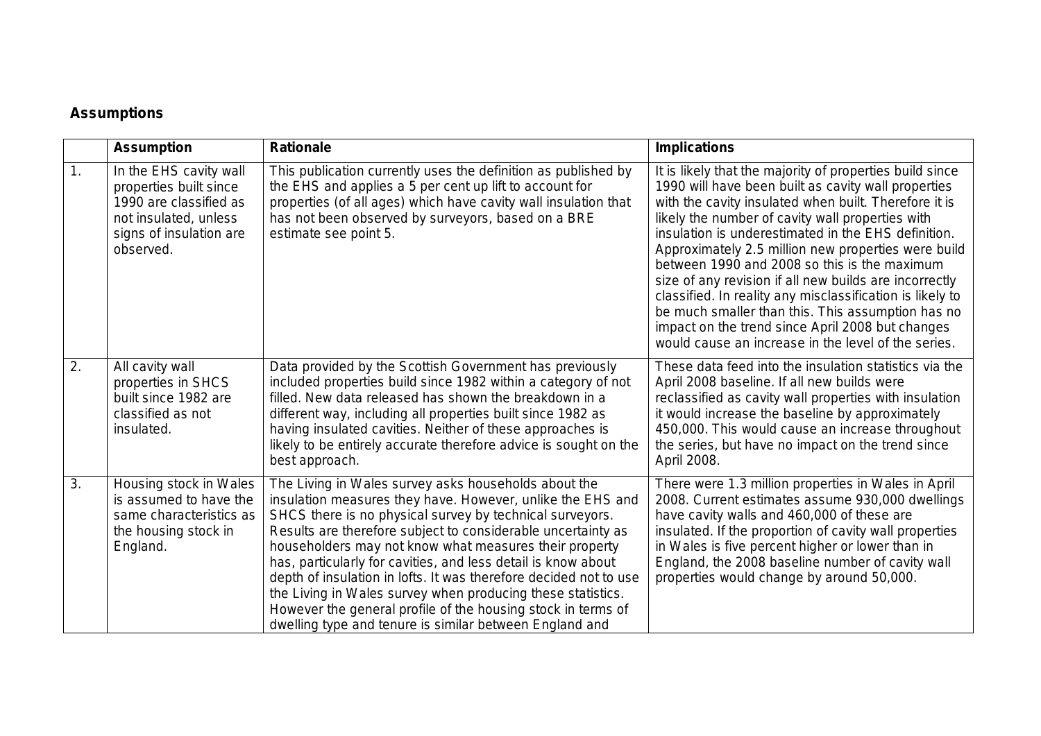**Assumptions**

| | Assumption | Rationale | Implications |
|---|---|---|---|
| 1. | In the EHS cavity wall properties built since 1990 are classified as not insulated, unless signs of insulation are observed. | This publication currently uses the definition as published by the EHS and applies a 5 per cent up lift to account for properties (of all ages) which have cavity wall insulation that has not been observed by surveyors, based on a BRE estimate see point 5. | It is likely that the majority of properties build since 1990 will have been built as cavity wall properties with the cavity insulated when built. Therefore it is likely the number of cavity wall properties with insulation is underestimated in the EHS definition. Approximately 2.5 million new properties were build between 1990 and 2008 so this is the maximum size of any revision if all new builds are incorrectly classified. In reality any misclassification is likely to be much smaller than this. This assumption has no impact on the trend since April 2008 but changes would cause an increase in the level of the series. |
| 2. | All cavity wall properties in SHCS built since 1982 are classified as not insulated. | Data provided by the Scottish Government has previously included properties build since 1982 within a category of not filled. New data released has shown the breakdown in a different way, including all properties built since 1982 as having insulated cavities. Neither of these approaches is likely to be entirely accurate therefore advice is sought on the best approach. | These data feed into the insulation statistics via the April 2008 baseline. If all new builds were reclassified as cavity wall properties with insulation it would increase the baseline by approximately 450,000. This would cause an increase throughout the series, but have no impact on the trend since April 2008. |
| 3. | Housing stock in Wales is assumed to have the same characteristics as the housing stock in England. | The Living in Wales survey asks households about the insulation measures they have. However, unlike the EHS and SHCS there is no physical survey by technical surveyors. Results are therefore subject to considerable uncertainty as householders may not know what measures their property has, particularly for cavities, and less detail is know about depth of insulation in lofts. It was therefore decided not to use the Living in Wales survey when producing these statistics. However the general profile of the housing stock in terms of dwelling type and tenure is similar between England and | There were 1.3 million properties in Wales in April 2008. Current estimates assume 930,000 dwellings have cavity walls and 460,000 of these are insulated. If the proportion of cavity wall properties in Wales is five percent higher or lower than in England, the 2008 baseline number of cavity wall properties would change by around 50,000. |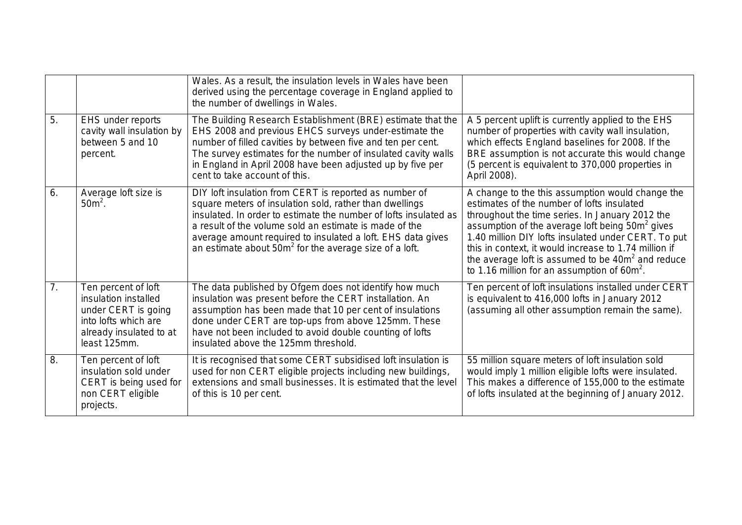|  |  |  |  |
|---|---|---|---|
|  |  | Wales. As a result, the insulation levels in Wales have been derived using the percentage coverage in England applied to the number of dwellings in Wales. |  |
| 5. | EHS under reports cavity wall insulation by between 5 and 10 percent. | The Building Research Establishment (BRE) estimate that the EHS 2008 and previous EHCS surveys under-estimate the number of filled cavities by between five and ten per cent. The survey estimates for the number of insulated cavity walls in England in April 2008 have been adjusted up by five per cent to take account of this. | A 5 percent uplift is currently applied to the EHS number of properties with cavity wall insulation, which effects England baselines for 2008. If the BRE assumption is not accurate this would change (5 percent is equivalent to 370,000 properties in April 2008). |
| 6. | Average loft size is $50m^2$. | DIY loft insulation from CERT is reported as number of square meters of insulation sold, rather than dwellings insulated. In order to estimate the number of lofts insulated as a result of the volume sold an estimate is made of the average amount required to insulated a loft. EHS data gives an estimate about $50m^2$ for the average size of a loft. | A change to the this assumption would change the estimates of the number of lofts insulated throughout the time series. In January 2012 the assumption of the average loft being $50m^2$ gives 1.40 million DIY lofts insulated under CERT. To put this in context, it would increase to 1.74 million if the average loft is assumed to be $40m^2$ and reduce to 1.16 million for an assumption of $60m^2$. |
| 7. | Ten percent of loft insulation installed under CERT is going into lofts which are already insulated to at least 125mm. | The data published by Ofgem does not identify how much insulation was present before the CERT installation. An assumption has been made that 10 per cent of insulations done under CERT are top-ups from above 125mm. These have not been included to avoid double counting of lofts insulated above the 125mm threshold. | Ten percent of loft insulations installed under CERT is equivalent to 416,000 lofts in January 2012 (assuming all other assumption remain the same). |
| 8. | Ten percent of loft insulation sold under CERT is being used for non CERT eligible projects. | It is recognised that some CERT subsidised loft insulation is used for non CERT eligible projects including new buildings, extensions and small businesses. It is estimated that the level of this is 10 per cent. | 55 million square meters of loft insulation sold would imply 1 million eligible lofts were insulated. This makes a difference of 155,000 to the estimate of lofts insulated at the beginning of January 2012. |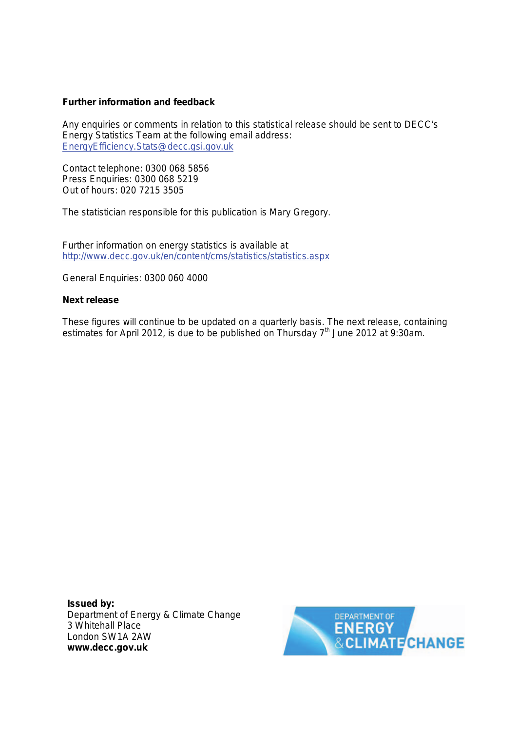**Further information and feedback**

Any enquiries or comments in relation to this statistical release should be sent to DECC's Energy Statistics Team at the following email address:
EnergyEfficiency.Stats@decc.gsi.gov.uk

Contact telephone: 0300 068 5856
Press Enquiries: 0300 068 5219
Out of hours: 020 7215 3505

The statistician responsible for this publication is Mary Gregory.

Further information on energy statistics is available at
http://www.decc.gov.uk/en/content/cms/statistics/statistics.aspx

General Enquiries: 0300 060 4000

**Next release**

These figures will continue to be updated on a quarterly basis. The next release, containing estimates for April 2012, is due to be published on Thursday 7th June 2012 at 9:30am.

**Issued by:**
Department of Energy & Climate Change
3 Whitehall Place
London SW1A 2AW
**www.decc.gov.uk**

DEPARTMENT OF ENERGY & CLIMATE CHANGE